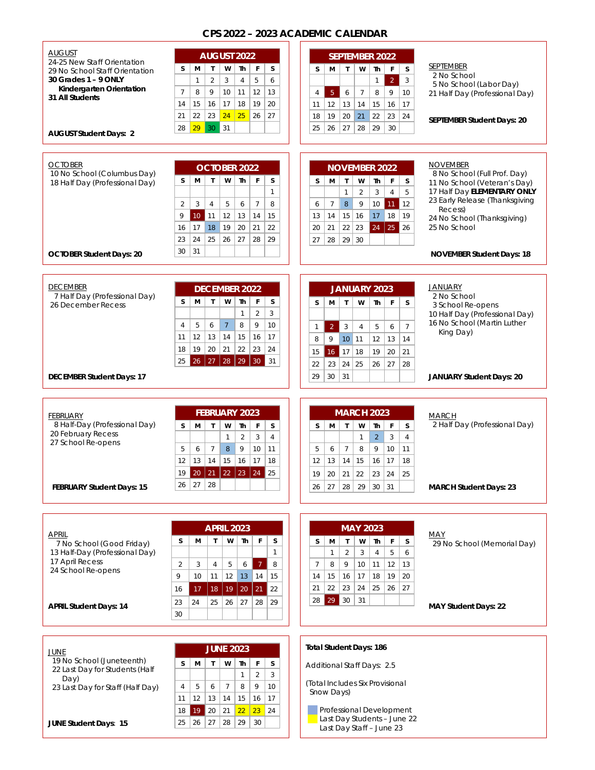# CPS 2022 – 2023 ACADEMIC CALENDAR

## AUGUST

24-25 New Staff Orientation
29 No School Staff Orientation
**30 Grades 1 – 9 ONLY**
**Kindergarten Orientation**
**31 All Students**

**AUGUST Student Days: 2**

| AUGUST 2022 | | | | | | |
|---|---|---|---|---|---|---|
| S | M | T | W | Th | F | S |
| | 1 | 2 | 3 | 4 | 5 | 6 |
| 7 | 8 | 9 | 10 | 11 | 12 | 13 |
| 14 | 15 | 16 | 17 | 18 | 19 | 20 |
| 21 | 22 | 23 | 24 | 25 | 26 | 27 |
| 28 | 29 | 30 | 31 | | | |

## SEPTEMBER

2 No School
5 No School (Labor Day)
21 Half Day (Professional Day)

**SEPTEMBER Student Days: 20**

| SEPTEMBER 2022 | | | | | | |
|---|---|---|---|---|---|---|
| S | M | T | W | Th | F | S |
| | | | | 1 | 2 | 3 |
| 4 | 5 | 6 | 7 | 8 | 9 | 10 |
| 11 | 12 | 13 | 14 | 15 | 16 | 17 |
| 18 | 19 | 20 | 21 | 22 | 23 | 24 |
| 25 | 26 | 27 | 28 | 29 | 30 | |

## OCTOBER

10 No School (Columbus Day)
18 Half Day (Professional Day)

**OCTOBER Student Days: 20**

| OCTOBER 2022 | | | | | | |
|---|---|---|---|---|---|---|
| S | M | T | W | Th | F | S |
| | | | | | | 1 |
| 2 | 3 | 4 | 5 | 6 | 7 | 8 |
| 9 | 10 | 11 | 12 | 13 | 14 | 15 |
| 16 | 17 | 18 | 19 | 20 | 21 | 22 |
| 23 | 24 | 25 | 26 | 27 | 28 | 29 |
| 30 | 31 | | | | | |

## NOVEMBER

8 No School (Full Prof. Day)
11 No School (Veteran's Day)
17 Half Day **ELEMENTARY ONLY**
23 Early Release (Thanksgiving Recess)
24 No School (Thanksgiving)
25 No School

**NOVEMBER Student Days: 18**

| NOVEMBER 2022 | | | | | | |
|---|---|---|---|---|---|---|
| S | M | T | W | Th | F | S |
| | | 1 | 2 | 3 | 4 | 5 |
| 6 | 7 | 8 | 9 | 10 | 11 | 12 |
| 13 | 14 | 15 | 16 | 17 | 18 | 19 |
| 20 | 21 | 22 | 23 | 24 | 25 | 26 |
| 27 | 28 | 29 | 30 | | | |

## DECEMBER

7 Half Day (Professional Day)
26 December Recess

**DECEMBER Student Days: 17**

| DECEMBER 2022 | | | | | | |
|---|---|---|---|---|---|---|
| S | M | T | W | Th | F | S |
| | | | | 1 | 2 | 3 |
| 4 | 5 | 6 | 7 | 8 | 9 | 10 |
| 11 | 12 | 13 | 14 | 15 | 16 | 17 |
| 18 | 19 | 20 | 21 | 22 | 23 | 24 |
| 25 | 26 | 27 | 28 | 29 | 30 | 31 |

## JANUARY

2 No School
3 School Re-opens
10 Half Day (Professional Day)
16 No School (Martin Luther King Day)

**JANUARY Student Days: 20**

| JANUARY 2023 | | | | | | |
|---|---|---|---|---|---|---|
| S | M | T | W | Th | F | S |
| | | | | | | |
| 1 | 2 | 3 | 4 | 5 | 6 | 7 |
| 8 | 9 | 10 | 11 | 12 | 13 | 14 |
| 15 | 16 | 17 | 18 | 19 | 20 | 21 |
| 22 | 23 | 24 | 25 | 26 | 27 | 28 |
| 29 | 30 | 31 | | | | |

## FEBRUARY

8 Half-Day (Professional Day)
20 February Recess
27 School Re-opens

**FEBRUARY Student Days: 15**

| FEBRUARY 2023 | | | | | | |
|---|---|---|---|---|---|---|
| S | M | T | W | Th | F | S |
| | | | 1 | 2 | 3 | 4 |
| 5 | 6 | 7 | 8 | 9 | 10 | 11 |
| 12 | 13 | 14 | 15 | 16 | 17 | 18 |
| 19 | 20 | 21 | 22 | 23 | 24 | 25 |
| 26 | 27 | 28 | | | | |

## MARCH

2 Half Day (Professional Day)

**MARCH Student Days: 23**

| MARCH 2023 | | | | | | |
|---|---|---|---|---|---|---|
| S | M | T | W | Th | F | S |
| | | | 1 | 2 | 3 | 4 |
| 5 | 6 | 7 | 8 | 9 | 10 | 11 |
| 12 | 13 | 14 | 15 | 16 | 17 | 18 |
| 19 | 20 | 21 | 22 | 23 | 24 | 25 |
| 26 | 27 | 28 | 29 | 30 | 31 | |

## APRIL

7 No School (Good Friday)
13 Half-Day (Professional Day)
17 April Recess
24 School Re-opens

**APRIL Student Days: 14**

| APRIL 2023 | | | | | | |
|---|---|---|---|---|---|---|
| S | M | T | W | Th | F | S |
| | | | | | | 1 |
| 2 | 3 | 4 | 5 | 6 | 7 | 8 |
| 9 | 10 | 11 | 12 | 13 | 14 | 15 |
| 16 | 17 | 18 | 19 | 20 | 21 | 22 |
| 23 | 24 | 25 | 26 | 27 | 28 | 29 |
| 30 | | | | | | |

## MAY

29 No School (Memorial Day)

**MAY Student Days: 22**

| MAY 2023 | | | | | | |
|---|---|---|---|---|---|---|
| S | M | T | W | Th | F | S |
| | 1 | 2 | 3 | 4 | 5 | 6 |
| 7 | 8 | 9 | 10 | 11 | 12 | 13 |
| 14 | 15 | 16 | 17 | 18 | 19 | 20 |
| 21 | 22 | 23 | 24 | 25 | 26 | 27 |
| 28 | 29 | 30 | 31 | | | |

## JUNE

19 No School (Juneteenth)
22 Last Day for Students (Half Day)
23 Last Day for Staff (Half Day)

**JUNE Student Days: 15**

| JUNE 2023 | | | | | | |
|---|---|---|---|---|---|---|
| S | M | T | W | Th | F | S |
| | | | | 1 | 2 | 3 |
| 4 | 5 | 6 | 7 | 8 | 9 | 10 |
| 11 | 12 | 13 | 14 | 15 | 16 | 17 |
| 18 | 19 | 20 | 21 | 22 | 23 | 24 |
| 25 | 26 | 27 | 28 | 29 | 30 | |

**Total Student Days: 186**

Additional Staff Days: 2.5

(Total Includes Six Provisional Snow Days)

Professional Development
Last Day Students – June 22
Last Day Staff – June 23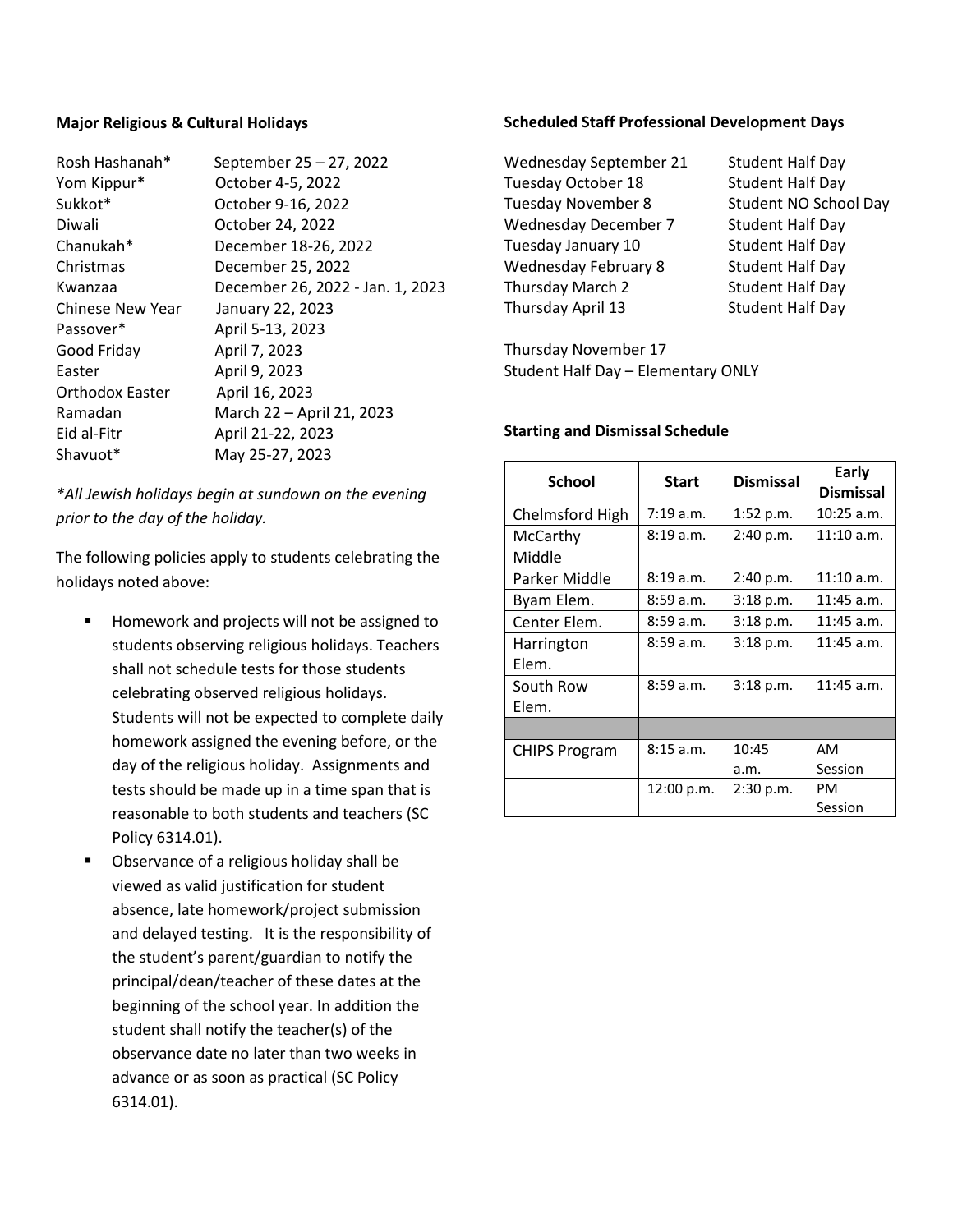**Major Religious & Cultural Holidays**

| | |
|---|---|
| Rosh Hashanah* | September 25 – 27, 2022 |
| Yom Kippur* | October 4-5, 2022 |
| Sukkot* | October 9-16, 2022 |
| Diwali | October 24, 2022 |
| Chanukah* | December 18-26, 2022 |
| Christmas | December 25, 2022 |
| Kwanzaa | December 26, 2022 - Jan. 1, 2023 |
| Chinese New Year | January 22, 2023 |
| Passover* | April 5-13, 2023 |
| Good Friday | April 7, 2023 |
| Easter | April 9, 2023 |
| Orthodox Easter | April 16, 2023 |
| Ramadan | March 22 – April 21, 2023 |
| Eid al-Fitr | April 21-22, 2023 |
| Shavuot* | May 25-27, 2023 |

*\*All Jewish holidays begin at sundown on the evening prior to the day of the holiday.*

The following policies apply to students celebrating the holidays noted above:

- Homework and projects will not be assigned to students observing religious holidays. Teachers shall not schedule tests for those students celebrating observed religious holidays. Students will not be expected to complete daily homework assigned the evening before, or the day of the religious holiday. Assignments and tests should be made up in a time span that is reasonable to both students and teachers (SC Policy 6314.01).
- Observance of a religious holiday shall be viewed as valid justification for student absence, late homework/project submission and delayed testing. It is the responsibility of the student's parent/guardian to notify the principal/dean/teacher of these dates at the beginning of the school year. In addition the student shall notify the teacher(s) of the observance date no later than two weeks in advance or as soon as practical (SC Policy 6314.01).

**Scheduled Staff Professional Development Days**

| | |
|---|---|
| Wednesday September 21 | Student Half Day |
| Tuesday October 18 | Student Half Day |
| Tuesday November 8 | Student NO School Day |
| Wednesday December 7 | Student Half Day |
| Tuesday January 10 | Student Half Day |
| Wednesday February 8 | Student Half Day |
| Thursday March 2 | Student Half Day |
| Thursday April 13 | Student Half Day |

Thursday November 17
Student Half Day – Elementary ONLY

**Starting and Dismissal Schedule**

| School | Start | Dismissal | Early Dismissal |
|---|---|---|---|
| Chelmsford High | 7:19 a.m. | 1:52 p.m. | 10:25 a.m. |
| McCarthy Middle | 8:19 a.m. | 2:40 p.m. | 11:10 a.m. |
| Parker Middle | 8:19 a.m. | 2:40 p.m. | 11:10 a.m. |
| Byam Elem. | 8:59 a.m. | 3:18 p.m. | 11:45 a.m. |
| Center Elem. | 8:59 a.m. | 3:18 p.m. | 11:45 a.m. |
| Harrington Elem. | 8:59 a.m. | 3:18 p.m. | 11:45 a.m. |
| South Row Elem. | 8:59 a.m. | 3:18 p.m. | 11:45 a.m. |
| | | | |
| CHIPS Program | 8:15 a.m. | 10:45 a.m. | AM Session |
| | 12:00 p.m. | 2:30 p.m. | PM Session |